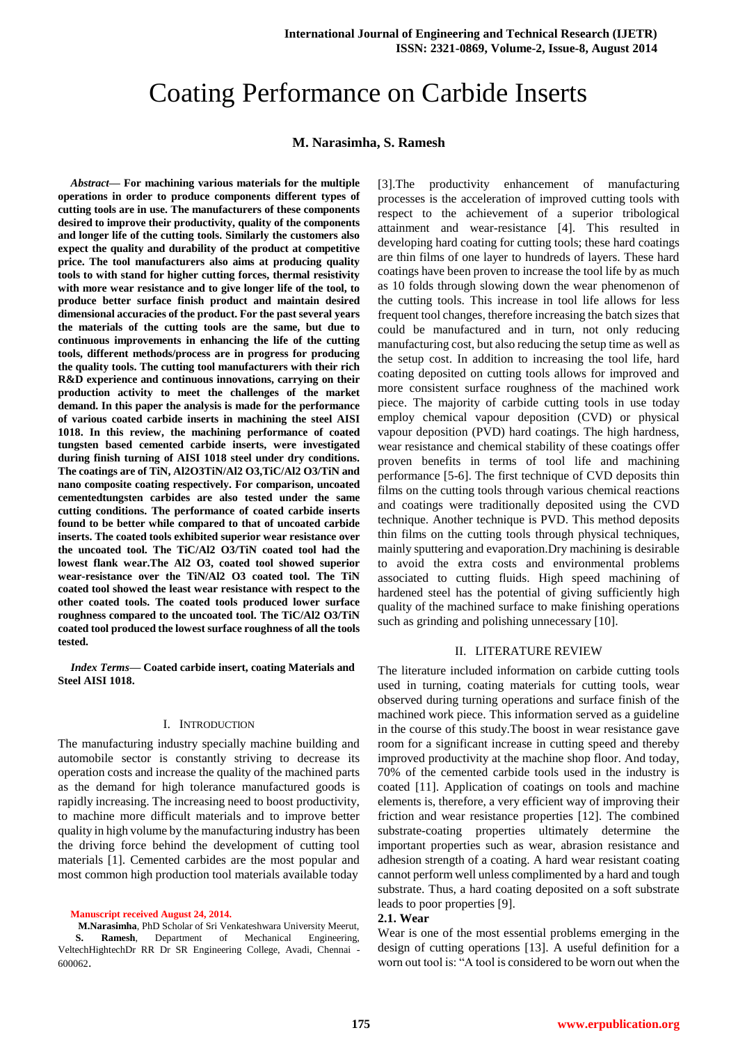# Coating Performance on Carbide Inserts

**M. Narasimha, S. Ramesh**

***Abstract*— For machining various materials for the multiple operations in order to produce components different types of cutting tools are in use. The manufacturers of these components desired to improve their productivity, quality of the components and longer life of the cutting tools. Similarly the customers also expect the quality and durability of the product at competitive price. The tool manufacturers also aims at producing quality tools to with stand for higher cutting forces, thermal resistivity with more wear resistance and to give longer life of the tool, to produce better surface finish product and maintain desired dimensional accuracies of the product. For the past several years the materials of the cutting tools are the same, but due to continuous improvements in enhancing the life of the cutting tools, different methods/process are in progress for producing the quality tools. The cutting tool manufacturers with their rich R&D experience and continuous innovations, carrying on their production activity to meet the challenges of the market demand. In this paper the analysis is made for the performance of various coated carbide inserts in machining the steel AISI 1018. In this review, the machining performance of coated tungsten based cemented carbide inserts, were investigated during finish turning of AISI 1018 steel under dry conditions. The coatings are of TiN, Al2O3TiN/Al2 O3,TiC/Al2 O3/TiN and nano composite coating respectively. For comparison, uncoated cementedtungsten carbides are also tested under the same cutting conditions. The performance of coated carbide inserts found to be better while compared to that of uncoated carbide inserts. The coated tools exhibited superior wear resistance over the uncoated tool. The TiC/Al2 O3/TiN coated tool had the lowest flank wear.The Al2 O3, coated tool showed superior wear-resistance over the TiN/Al2 O3 coated tool. The TiN coated tool showed the least wear resistance with respect to the other coated tools. The coated tools produced lower surface roughness compared to the uncoated tool. The TiC/Al2 O3/TiN coated tool produced the lowest surface roughness of all the tools tested.**

***Index Terms*— Coated carbide insert, coating Materials and Steel AISI 1018.**

## I. Introduction

The manufacturing industry specially machine building and automobile sector is constantly striving to decrease its operation costs and increase the quality of the machined parts as the demand for high tolerance manufactured goods is rapidly increasing. The increasing need to boost productivity, to machine more difficult materials and to improve better quality in high volume by the manufacturing industry has been the driving force behind the development of cutting tool materials [1]. Cemented carbides are the most popular and most common high production tool materials available today [3].The productivity enhancement of manufacturing processes is the acceleration of improved cutting tools with respect to the achievement of a superior tribological attainment and wear-resistance [4]. This resulted in developing hard coating for cutting tools; these hard coatings are thin films of one layer to hundreds of layers. These hard coatings have been proven to increase the tool life by as much as 10 folds through slowing down the wear phenomenon of the cutting tools. This increase in tool life allows for less frequent tool changes, therefore increasing the batch sizes that could be manufactured and in turn, not only reducing manufacturing cost, but also reducing the setup time as well as the setup cost. In addition to increasing the tool life, hard coating deposited on cutting tools allows for improved and more consistent surface roughness of the machined work piece. The majority of carbide cutting tools in use today employ chemical vapour deposition (CVD) or physical vapour deposition (PVD) hard coatings. The high hardness, wear resistance and chemical stability of these coatings offer proven benefits in terms of tool life and machining performance [5-6]. The first technique of CVD deposits thin films on the cutting tools through various chemical reactions and coatings were traditionally deposited using the CVD technique. Another technique is PVD. This method deposits thin films on the cutting tools through physical techniques, mainly sputtering and evaporation.Dry machining is desirable to avoid the extra costs and environmental problems associated to cutting fluids. High speed machining of hardened steel has the potential of giving sufficiently high quality of the machined surface to make finishing operations such as grinding and polishing unnecessary [10].

**Manuscript received August 24, 2014.**

**M.Narasimha**, PhD Scholar of Sri Venkateshwara University Meerut, **S. Ramesh**, Department of Mechanical Engineering, VeltechHightechDr RR Dr SR Engineering College, Avadi, Chennai - 600062.

## II. Literature Review

The literature included information on carbide cutting tools used in turning, coating materials for cutting tools, wear observed during turning operations and surface finish of the machined work piece. This information served as a guideline in the course of this study.The boost in wear resistance gave room for a significant increase in cutting speed and thereby improved productivity at the machine shop floor. And today, 70% of the cemented carbide tools used in the industry is coated [11]. Application of coatings on tools and machine elements is, therefore, a very efficient way of improving their friction and wear resistance properties [12]. The combined substrate-coating properties ultimately determine the important properties such as wear, abrasion resistance and adhesion strength of a coating. A hard wear resistant coating cannot perform well unless complimented by a hard and tough substrate. Thus, a hard coating deposited on a soft substrate leads to poor properties [9].

### 2.1. Wear

Wear is one of the most essential problems emerging in the design of cutting operations [13]. A useful definition for a worn out tool is: "A tool is considered to be worn out when the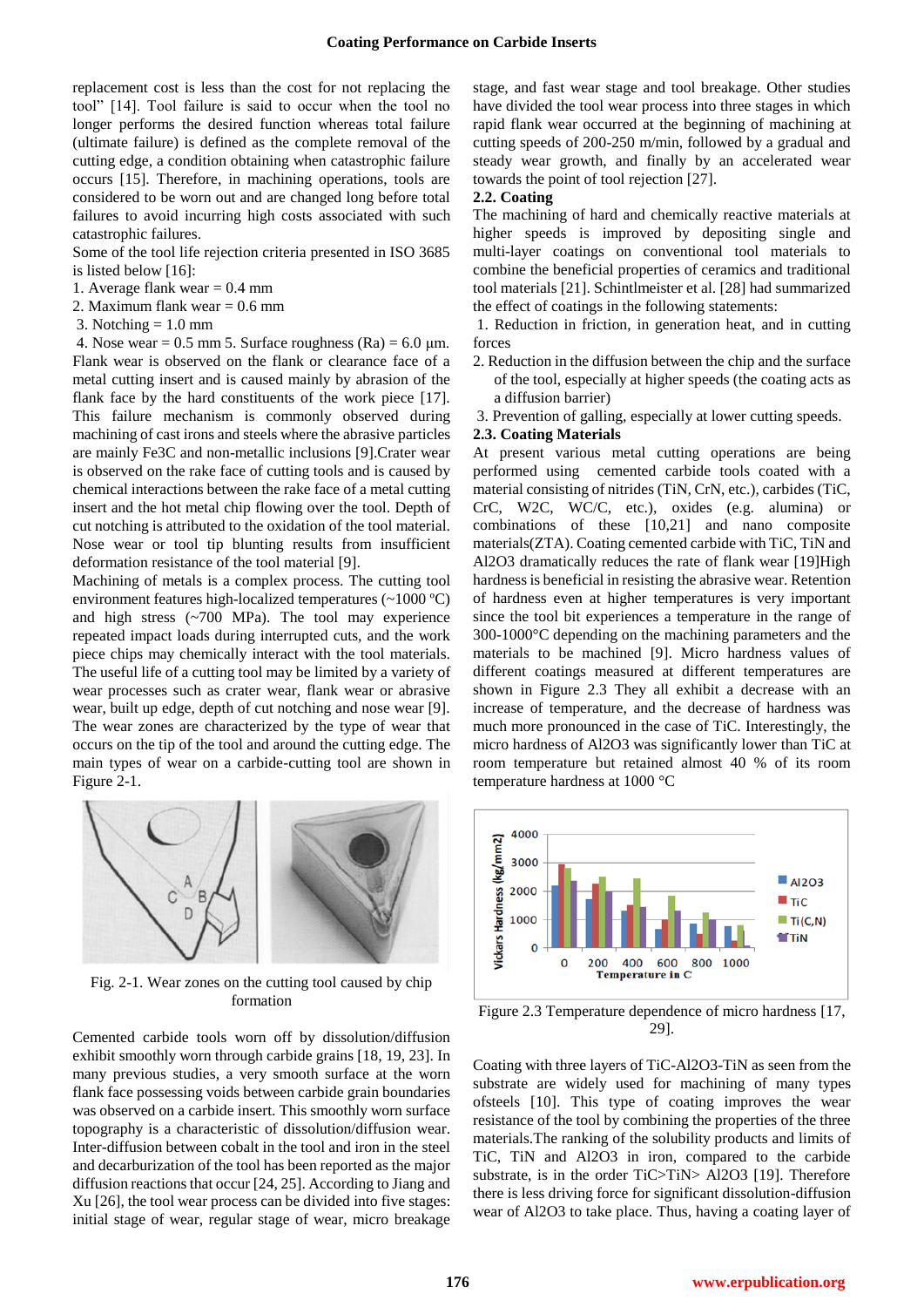replacement cost is less than the cost for not replacing the tool" [14]. Tool failure is said to occur when the tool no longer performs the desired function whereas total failure (ultimate failure) is defined as the complete removal of the cutting edge, a condition obtaining when catastrophic failure occurs [15]. Therefore, in machining operations, tools are considered to be worn out and are changed long before total failures to avoid incurring high costs associated with such catastrophic failures.

Some of the tool life rejection criteria presented in ISO 3685 is listed below [16]:

1. Average flank wear = 0.4 mm
2. Maximum flank wear = 0.6 mm
3. Notching = 1.0 mm
4. Nose wear = 0.5 mm 5. Surface roughness (Ra) = 6.0 µm.

Flank wear is observed on the flank or clearance face of a metal cutting insert and is caused mainly by abrasion of the flank face by the hard constituents of the work piece [17]. This failure mechanism is commonly observed during machining of cast irons and steels where the abrasive particles are mainly $Fe_3C$ and non-metallic inclusions [9].Crater wear is observed on the rake face of cutting tools and is caused by chemical interactions between the rake face of a metal cutting insert and the hot metal chip flowing over the tool. Depth of cut notching is attributed to the oxidation of the tool material. Nose wear or tool tip blunting results from insufficient deformation resistance of the tool material [9].

Machining of metals is a complex process. The cutting tool environment features high-localized temperatures (~1000 ºC) and high stress (~700 MPa). The tool may experience repeated impact loads during interrupted cuts, and the work piece chips may chemically interact with the tool materials. The useful life of a cutting tool may be limited by a variety of wear processes such as crater wear, flank wear or abrasive wear, built up edge, depth of cut notching and nose wear [9]. The wear zones are characterized by the type of wear that occurs on the tip of the tool and around the cutting edge. The main types of wear on a carbide-cutting tool are shown in Figure 2-1.

Fig. 2-1. Wear zones on the cutting tool caused by chip formation

Cemented carbide tools worn off by dissolution/diffusion exhibit smoothly worn through carbide grains [18, 19, 23]. In many previous studies, a very smooth surface at the worn flank face possessing voids between carbide grain boundaries was observed on a carbide insert. This smoothly worn surface topography is a characteristic of dissolution/diffusion wear. Inter-diffusion between cobalt in the tool and iron in the steel and decarburization of the tool has been reported as the major diffusion reactions that occur [24, 25]. According to Jiang and Xu [26], the tool wear process can be divided into five stages: initial stage of wear, regular stage of wear, micro breakage stage, and fast wear stage and tool breakage. Other studies have divided the tool wear process into three stages in which rapid flank wear occurred at the beginning of machining at cutting speeds of 200-250 m/min, followed by a gradual and steady wear growth, and finally by an accelerated wear towards the point of tool rejection [27].

## 2.2. Coating

The machining of hard and chemically reactive materials at higher speeds is improved by depositing single and multi-layer coatings on conventional tool materials to combine the beneficial properties of ceramics and traditional tool materials [21]. Schintlmeister et al. [28] had summarized the effect of coatings in the following statements:

1. Reduction in friction, in generation heat, and in cutting forces
2. Reduction in the diffusion between the chip and the surface of the tool, especially at higher speeds (the coating acts as a diffusion barrier)
3. Prevention of galling, especially at lower cutting speeds.

## 2.3. Coating Materials

At present various metal cutting operations are being performed using cemented carbide tools coated with a material consisting of nitrides (TiN, CrN, etc.), carbides (TiC, CrC, W2C, WC/C, etc.), oxides (e.g. alumina) or combinations of these [10,21] and nano composite materials(ZTA). Coating cemented carbide with TiC, TiN and $Al_2O_3$ dramatically reduces the rate of flank wear [19]High hardness is beneficial in resisting the abrasive wear. Retention of hardness even at higher temperatures is very important since the tool bit experiences a temperature in the range of 300-1000°C depending on the machining parameters and the materials to be machined [9]. Micro hardness values of different coatings measured at different temperatures are shown in Figure 2.3 They all exhibit a decrease with an increase of temperature, and the decrease of hardness was much more pronounced in the case of TiC. Interestingly, the micro hardness of $Al_2O_3$ was significantly lower than TiC at room temperature but retained almost 40 % of its room temperature hardness at 1000 °C

Figure 2.3 Temperature dependence of micro hardness [17, 29].

Coating with three layers of TiC-$Al_2O_3$-TiN as seen from the substrate are widely used for machining of many types ofsteels [10]. This type of coating improves the wear resistance of the tool by combining the properties of the three materials.The ranking of the solubility products and limits of TiC, TiN and $Al_2O_3$ in iron, compared to the carbide substrate, is in the order TiC>TiN> $Al_2O_3$ [19]. Therefore there is less driving force for significant dissolution-diffusion wear of $Al_2O_3$ to take place. Thus, having a coating layer of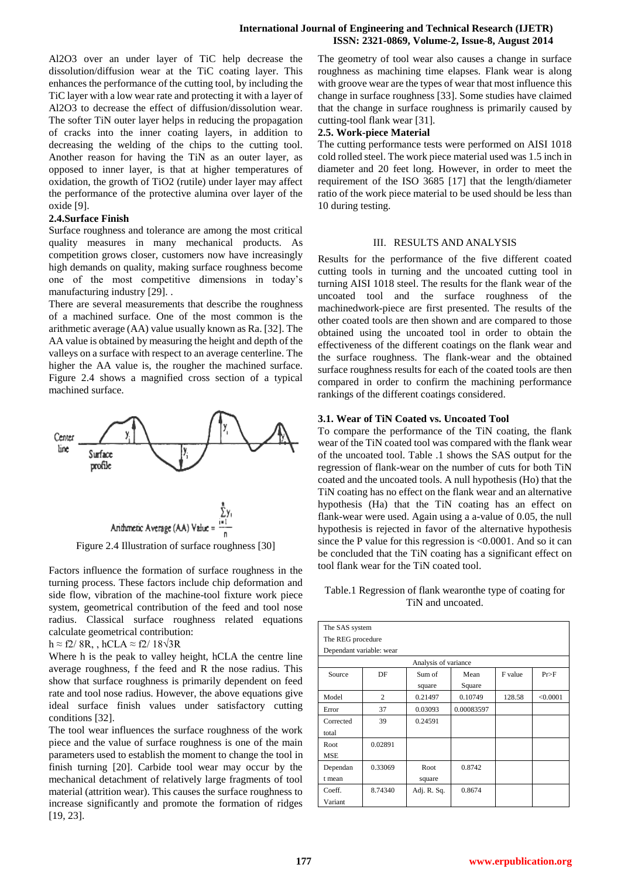$Al_2O_3$ over an under layer of TiC help decrease the dissolution/diffusion wear at the TiC coating layer. This enhances the performance of the cutting tool, by including the TiC layer with a low wear rate and protecting it with a layer of $Al_2O_3$ to decrease the effect of diffusion/dissolution wear. The softer TiN outer layer helps in reducing the propagation of cracks into the inner coating layers, in addition to decreasing the welding of the chips to the cutting tool. Another reason for having the TiN as an outer layer, as opposed to inner layer, is that at higher temperatures of oxidation, the growth of $TiO_2$ (rutile) under layer may affect the performance of the protective alumina over layer of the oxide [9].

### 2.4.Surface Finish

Surface roughness and tolerance are among the most critical quality measures in many mechanical products. As competition grows closer, customers now have increasingly high demands on quality, making surface roughness become one of the most competitive dimensions in today's manufacturing industry [29]. .

There are several measurements that describe the roughness of a machined surface. One of the most common is the arithmetic average (AA) value usually known as Ra. [32]. The AA value is obtained by measuring the height and depth of the valleys on a surface with respect to an average centerline. The higher the AA value is, the rougher the machined surface. Figure 2.4 shows a magnified cross section of a typical machined surface.

Center line

Surface profile

$$\text{Arithmetic Average (AA) Value} = \frac{\sum_{i=1}^{n} y_i}{n}$$

Figure 2.4 Illustration of surface roughness [30]

Factors influence the formation of surface roughness in the turning process. These factors include chip deformation and side flow, vibration of the machine-tool fixture work piece system, geometrical contribution of the feed and tool nose radius. Classical surface roughness related equations calculate geometrical contribution:

$h \approx f^2/8R$, , $h_{CLA} \approx f^2/18\sqrt{3}R$

Where h is the peak to valley height, hCLA the centre line average roughness, f the feed and R the nose radius. This show that surface roughness is primarily dependent on feed rate and tool nose radius. However, the above equations give ideal surface finish values under satisfactory cutting conditions [32].

The tool wear influences the surface roughness of the work piece and the value of surface roughness is one of the main parameters used to establish the moment to change the tool in finish turning [20]. Carbide tool wear may occur by the mechanical detachment of relatively large fragments of tool material (attrition wear). This causes the surface roughness to increase significantly and promote the formation of ridges [19, 23].

The geometry of tool wear also causes a change in surface roughness as machining time elapses. Flank wear is along with groove wear are the types of wear that most influence this change in surface roughness [33]. Some studies have claimed that the change in surface roughness is primarily caused by cutting-tool flank wear [31].

### 2.5. Work-piece Material

The cutting performance tests were performed on AISI 1018 cold rolled steel. The work piece material used was 1.5 inch in diameter and 20 feet long. However, in order to meet the requirement of the ISO 3685 [17] that the length/diameter ratio of the work piece material to be used should be less than 10 during testing.

## III. RESULTS AND ANALYSIS

Results for the performance of the five different coated cutting tools in turning and the uncoated cutting tool in turning AISI 1018 steel. The results for the flank wear of the uncoated tool and the surface roughness of the machinedwork-piece are first presented. The results of the other coated tools are then shown and are compared to those obtained using the uncoated tool in order to obtain the effectiveness of the different coatings on the flank wear and the surface roughness. The flank-wear and the obtained surface roughness results for each of the coated tools are then compared in order to confirm the machining performance rankings of the different coatings considered.

### 3.1. Wear of TiN Coated vs. Uncoated Tool

To compare the performance of the TiN coating, the flank wear of the TiN coated tool was compared with the flank wear of the uncoated tool. Table .1 shows the SAS output for the regression of flank-wear on the number of cuts for both TiN coated and the uncoated tools. A null hypothesis (Ho) that the TiN coating has no effect on the flank wear and an alternative hypothesis (Ha) that the TiN coating has an effect on flank-wear were used. Again using a a-value of 0.05, the null hypothesis is rejected in favor of the alternative hypothesis since the P value for this regression is <0.0001. And so it can be concluded that the TiN coating has a significant effect on tool flank wear for the TiN coated tool.

Table.1 Regression of flank wearonthe type of coating for TiN and uncoated.

| The SAS system | | | | | |
|---|---|---|---|---|---|
| The REG procedure | | | | | |
| Dependant variable: wear | | | | | |
| Analysis of variance | | | | | |
| Source | DF | Sum of square | Mean Square | F value | Pr>F |
| Model | 2 | 0.21497 | 0.10749 | 128.58 | <0.0001 |
| Error | 37 | 0.03093 | 0.00083597 | | |
| Corrected total | 39 | 0.24591 | | | |
| Root MSE | 0.02891 | | | | |
| Dependant mean | 0.33069 | Root square | 0.8742 | | |
| Coeff. Variant | 8.74340 | Adj. R. Sq. | 0.8674 | | |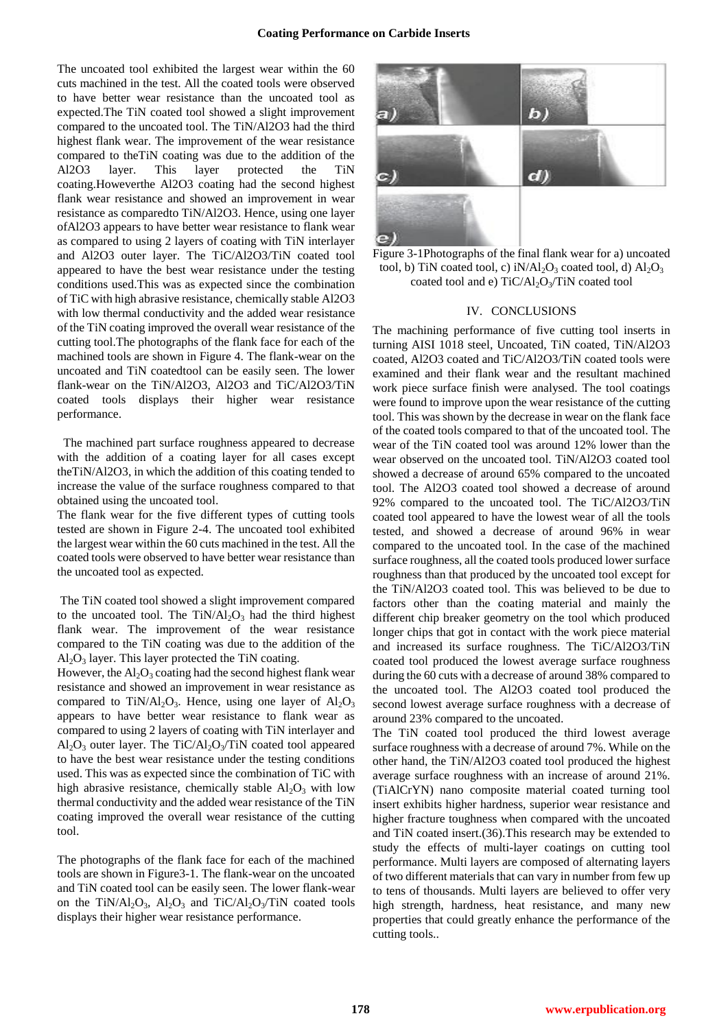The uncoated tool exhibited the largest wear within the 60 cuts machined in the test. All the coated tools were observed to have better wear resistance than the uncoated tool as expected.The TiN coated tool showed a slight improvement compared to the uncoated tool. The TiN/Al2O3 had the third highest flank wear. The improvement of the wear resistance compared to theTiN coating was due to the addition of the Al2O3 layer. This layer protected the TiN coating.Howeverthe Al2O3 coating had the second highest flank wear resistance and showed an improvement in wear resistance as comparedto TiN/Al2O3. Hence, using one layer ofAl2O3 appears to have better wear resistance to flank wear as compared to using 2 layers of coating with TiN interlayer and Al2O3 outer layer. The TiC/Al2O3/TiN coated tool appeared to have the best wear resistance under the testing conditions used.This was as expected since the combination of TiC with high abrasive resistance, chemically stable Al2O3 with low thermal conductivity and the added wear resistance of the TiN coating improved the overall wear resistance of the cutting tool.The photographs of the flank face for each of the machined tools are shown in Figure 4. The flank-wear on the uncoated and TiN coatedtool can be easily seen. The lower flank-wear on the TiN/Al2O3, Al2O3 and TiC/Al2O3/TiN coated tools displays their higher wear resistance performance.

The machined part surface roughness appeared to decrease with the addition of a coating layer for all cases except theTiN/Al2O3, in which the addition of this coating tended to increase the value of the surface roughness compared to that obtained using the uncoated tool.

The flank wear for the five different types of cutting tools tested are shown in Figure 2-4. The uncoated tool exhibited the largest wear within the 60 cuts machined in the test. All the coated tools were observed to have better wear resistance than the uncoated tool as expected.

The TiN coated tool showed a slight improvement compared to the uncoated tool. The TiN/$Al_2O_3$ had the third highest flank wear. The improvement of the wear resistance compared to the TiN coating was due to the addition of the $Al_2O_3$ layer. This layer protected the TiN coating.

However, the $Al_2O_3$ coating had the second highest flank wear resistance and showed an improvement in wear resistance as compared to TiN/$Al_2O_3$. Hence, using one layer of $Al_2O_3$ appears to have better wear resistance to flank wear as compared to using 2 layers of coating with TiN interlayer and $Al_2O_3$ outer layer. The TiC/$Al_2O_3$/TiN coated tool appeared to have the best wear resistance under the testing conditions used. This was as expected since the combination of TiC with high abrasive resistance, chemically stable $Al_2O_3$ with low thermal conductivity and the added wear resistance of the TiN coating improved the overall wear resistance of the cutting tool.

The photographs of the flank face for each of the machined tools are shown in Figure3-1. The flank-wear on the uncoated and TiN coated tool can be easily seen. The lower flank-wear on the TiN/$Al_2O_3$, $Al_2O_3$ and TiC/$Al_2O_3$/TiN coated tools displays their higher wear resistance performance.

Figure 3-1Photographs of the final flank wear for a) uncoated tool, b) TiN coated tool, c) iN/$Al_2O_3$ coated tool, d) $Al_2O_3$ coated tool and e) TiC/$Al_2O_3$/TiN coated tool

## IV. CONCLUSIONS

The machining performance of five cutting tool inserts in turning AISI 1018 steel, Uncoated, TiN coated, TiN/Al2O3 coated, Al2O3 coated and TiC/Al2O3/TiN coated tools were examined and their flank wear and the resultant machined work piece surface finish were analysed. The tool coatings were found to improve upon the wear resistance of the cutting tool. This was shown by the decrease in wear on the flank face of the coated tools compared to that of the uncoated tool. The wear of the TiN coated tool was around 12% lower than the wear observed on the uncoated tool. TiN/Al2O3 coated tool showed a decrease of around 65% compared to the uncoated tool. The Al2O3 coated tool showed a decrease of around 92% compared to the uncoated tool. The TiC/Al2O3/TiN coated tool appeared to have the lowest wear of all the tools tested, and showed a decrease of around 96% in wear compared to the uncoated tool. In the case of the machined surface roughness, all the coated tools produced lower surface roughness than that produced by the uncoated tool except for the TiN/Al2O3 coated tool. This was believed to be due to factors other than the coating material and mainly the different chip breaker geometry on the tool which produced longer chips that got in contact with the work piece material and increased its surface roughness. The TiC/Al2O3/TiN coated tool produced the lowest average surface roughness during the 60 cuts with a decrease of around 38% compared to the uncoated tool. The Al2O3 coated tool produced the second lowest average surface roughness with a decrease of around 23% compared to the uncoated.

The TiN coated tool produced the third lowest average surface roughness with a decrease of around 7%. While on the other hand, the TiN/Al2O3 coated tool produced the highest average surface roughness with an increase of around 21%. (TiAlCrYN) nano composite material coated turning tool insert exhibits higher hardness, superior wear resistance and higher fracture toughness when compared with the uncoated and TiN coated insert.(36).This research may be extended to study the effects of multi-layer coatings on cutting tool performance. Multi layers are composed of alternating layers of two different materials that can vary in number from few up to tens of thousands. Multi layers are believed to offer very high strength, hardness, heat resistance, and many new properties that could greatly enhance the performance of the cutting tools..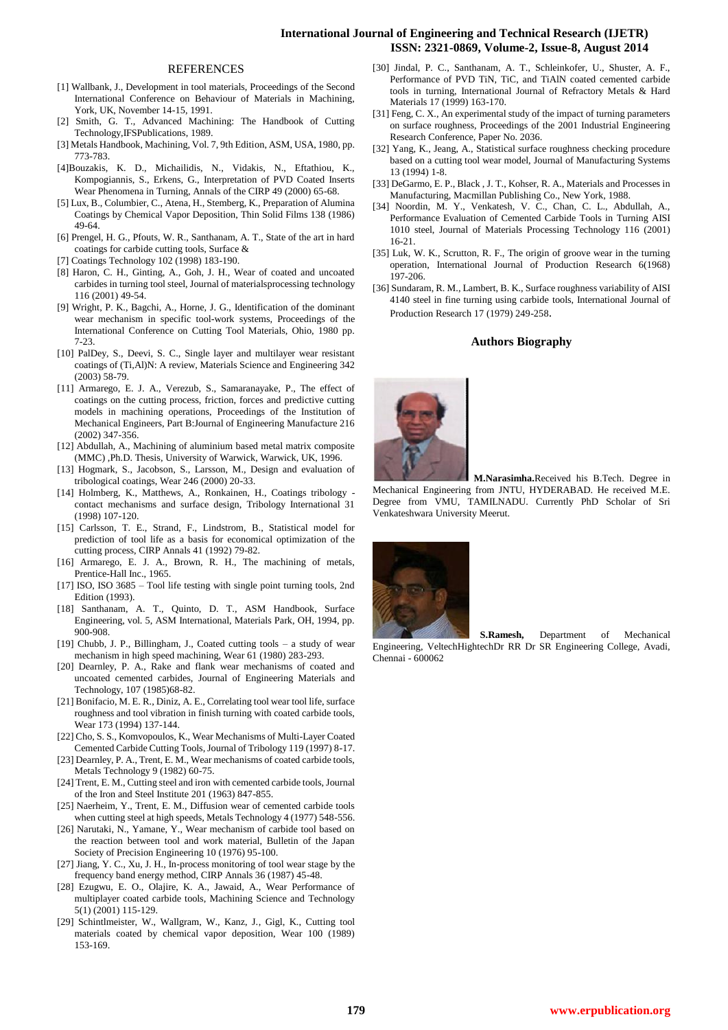## REFERENCES

[1] Wallbank, J., Development in tool materials, Proceedings of the Second International Conference on Behaviour of Materials in Machining, York, UK, November 14-15, 1991.

[2] Smith, G. T., Advanced Machining: The Handbook of Cutting Technology,IFSPublications, 1989.

[3] Metals Handbook, Machining, Vol. 7, 9th Edition, ASM, USA, 1980, pp. 773-783.

[4]Bouzakis, K. D., Michailidis, N., Vidakis, N., Eftathiou, K., Kompogiannis, S., Erkens, G., Interpretation of PVD Coated Inserts Wear Phenomena in Turning, Annals of the CIRP 49 (2000) 65-68.

[5] Lux, B., Columbier, C., Atena, H., Stemberg, K., Preparation of Alumina Coatings by Chemical Vapor Deposition, Thin Solid Films 138 (1986) 49-64.

[6] Prengel, H. G., Pfouts, W. R., Santhanam, A. T., State of the art in hard coatings for carbide cutting tools, Surface &

[7] Coatings Technology 102 (1998) 183-190.

[8] Haron, C. H., Ginting, A., Goh, J. H., Wear of coated and uncoated carbides in turning tool steel, Journal of materialsprocessing technology 116 (2001) 49-54.

[9] Wright, P. K., Bagchi, A., Horne, J. G., Identification of the dominant wear mechanism in specific tool-work systems, Proceedings of the International Conference on Cutting Tool Materials, Ohio, 1980 pp. 7-23.

[10] PalDey, S., Deevi, S. C., Single layer and multilayer wear resistant coatings of (Ti,Al)N: A review, Materials Science and Engineering 342 (2003) 58-79.

[11] Armarego, E. J. A., Verezub, S., Samaranayake, P., The effect of coatings on the cutting process, friction, forces and predictive cutting models in machining operations, Proceedings of the Institution of Mechanical Engineers, Part B:Journal of Engineering Manufacture 216 (2002) 347-356.

[12] Abdullah, A., Machining of aluminium based metal matrix composite (MMC) ,Ph.D. Thesis, University of Warwick, Warwick, UK, 1996.

[13] Hogmark, S., Jacobson, S., Larsson, M., Design and evaluation of tribological coatings, Wear 246 (2000) 20-33.

[14] Holmberg, K., Matthews, A., Ronkainen, H., Coatings tribology - contact mechanisms and surface design, Tribology International 31 (1998) 107-120.

[15] Carlsson, T. E., Strand, F., Lindstrom, B., Statistical model for prediction of tool life as a basis for economical optimization of the cutting process, CIRP Annals 41 (1992) 79-82.

[16] Armarego, E. J. A., Brown, R. H., The machining of metals, Prentice-Hall Inc., 1965.

[17] ISO, ISO 3685 – Tool life testing with single point turning tools, 2nd Edition (1993).

[18] Santhanam, A. T., Quinto, D. T., ASM Handbook, Surface Engineering, vol. 5, ASM International, Materials Park, OH, 1994, pp. 900-908.

[19] Chubb, J. P., Billingham, J., Coated cutting tools – a study of wear mechanism in high speed machining, Wear 61 (1980) 283-293.

[20] Dearnley, P. A., Rake and flank wear mechanisms of coated and uncoated cemented carbides, Journal of Engineering Materials and Technology, 107 (1985)68-82.

[21] Bonifacio, M. E. R., Diniz, A. E., Correlating tool wear tool life, surface roughness and tool vibration in finish turning with coated carbide tools, Wear 173 (1994) 137-144.

[22] Cho, S. S., Komvopoulos, K., Wear Mechanisms of Multi-Layer Coated Cemented Carbide Cutting Tools, Journal of Tribology 119 (1997) 8-17.

[23] Dearnley, P. A., Trent, E. M., Wear mechanisms of coated carbide tools, Metals Technology 9 (1982) 60-75.

[24] Trent, E. M., Cutting steel and iron with cemented carbide tools, Journal of the Iron and Steel Institute 201 (1963) 847-855.

[25] Naerheim, Y., Trent, E. M., Diffusion wear of cemented carbide tools when cutting steel at high speeds, Metals Technology 4 (1977) 548-556.

[26] Narutaki, N., Yamane, Y., Wear mechanism of carbide tool based on the reaction between tool and work material, Bulletin of the Japan Society of Precision Engineering 10 (1976) 95-100.

[27] Jiang, Y. C., Xu, J. H., In-process monitoring of tool wear stage by the frequency band energy method, CIRP Annals 36 (1987) 45-48.

[28] Ezugwu, E. O., Olajire, K. A., Jawaid, A., Wear Performance of multiplayer coated carbide tools, Machining Science and Technology 5(1) (2001) 115-129.

[29] Schintlmeister, W., Wallgram, W., Kanz, J., Gigl, K., Cutting tool materials coated by chemical vapor deposition, Wear 100 (1989) 153-169.

[30] Jindal, P. C., Santhanam, A. T., Schleinkofer, U., Shuster, A. F., Performance of PVD TiN, TiC, and TiAlN coated cemented carbide tools in turning, International Journal of Refractory Metals & Hard Materials 17 (1999) 163-170.

[31] Feng, C. X., An experimental study of the impact of turning parameters on surface roughness, Proceedings of the 2001 Industrial Engineering Research Conference, Paper No. 2036.

[32] Yang, K., Jeang, A., Statistical surface roughness checking procedure based on a cutting tool wear model, Journal of Manufacturing Systems 13 (1994) 1-8.

[33] DeGarmo, E. P., Black , J. T., Kohser, R. A., Materials and Processes in Manufacturing, Macmillan Publishing Co., New York, 1988.

[34] Noordin, M. Y., Venkatesh, V. C., Chan, C. L., Abdullah, A., Performance Evaluation of Cemented Carbide Tools in Turning AISI 1010 steel, Journal of Materials Processing Technology 116 (2001) 16-21.

[35] Luk, W. K., Scrutton, R. F., The origin of groove wear in the turning operation, International Journal of Production Research 6(1968) 197-206.

[36] Sundaram, R. M., Lambert, B. K., Surface roughness variability of AISI 4140 steel in fine turning using carbide tools, International Journal of Production Research 17 (1979) 249-258.

## Authors Biography

**M.Narasimha.**Received his B.Tech. Degree in Mechanical Engineering from JNTU, HYDERABAD. He received M.E. Degree from VMU, TAMILNADU. Currently PhD Scholar of Sri Venkateshwara University Meerut.

**S.Ramesh,** Department of Mechanical Engineering, VeltechHightechDr RR Dr SR Engineering College, Avadi, Chennai - 600062